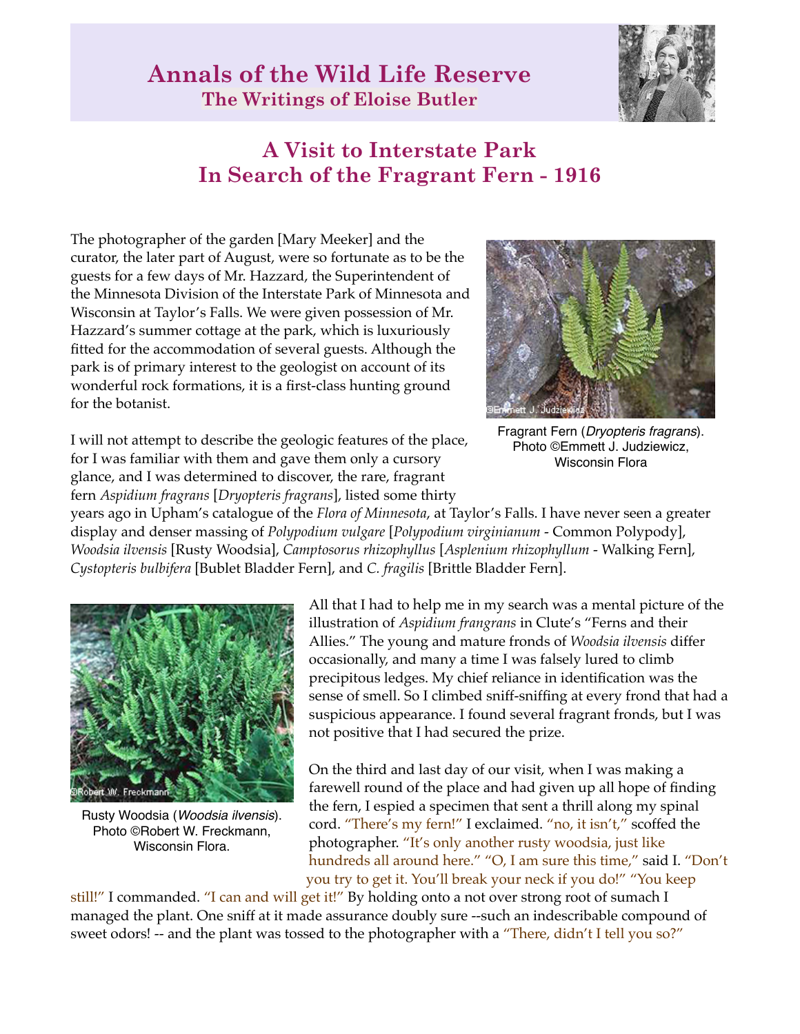# Annals of the Wild Life Reserve

## The Writings of Eloise Butler

## A Visit to Interstate Park In Search of the Fragrant Fern - 1916

The photographer of the garden [Mary Meeker] and the curator, the later part of August, were so fortunate as to be the guests for a few days of Mr. Hazzard, the Superintendent of the Minnesota Division of the Interstate Park of Minnesota and Wisconsin at Taylor's Falls. We were given possession of Mr. Hazzard's summer cottage at the park, which is luxuriously fitted for the accommodation of several guests. Although the park is of primary interest to the geologist on account of its wonderful rock formations, it is a first-class hunting ground for the botanist.

Fragrant Fern (*Dryopteris fragrans*). Photo ©Emmett J. Judziewicz, Wisconsin Flora

I will not attempt to describe the geologic features of the place, for I was familiar with them and gave them only a cursory glance, and I was determined to discover, the rare, fragrant fern *Aspidium fragrans* [*Dryopteris fragrans*], listed some thirty years ago in Upham's catalogue of the *Flora of Minnesota*, at Taylor's Falls. I have never seen a greater display and denser massing of *Polypodium vulgare* [*Polypodium virginianum* - Common Polypody], *Woodsia ilvensis* [Rusty Woodsia], *Camptosorus rhizophyllus* [*Asplenium rhizophyllum* - Walking Fern], *Cystopteris bulbifera* [Bublet Bladder Fern], and *C. fragilis* [Brittle Bladder Fern].

Rusty Woodsia (*Woodsia ilvensis*). Photo ©Robert W. Freckmann, Wisconsin Flora.

All that I had to help me in my search was a mental picture of the illustration of *Aspidium frangrans* in Clute's "Ferns and their Allies." The young and mature fronds of *Woodsia ilvensis* differ occasionally, and many a time I was falsely lured to climb precipitous ledges. My chief reliance in identification was the sense of smell. So I climbed sniff-sniffing at every frond that had a suspicious appearance. I found several fragrant fronds, but I was not positive that I had secured the prize.

On the third and last day of our visit, when I was making a farewell round of the place and had given up all hope of finding the fern, I espied a specimen that sent a thrill along my spinal cord. "There's my fern!" I exclaimed. "no, it isn't," scoffed the photographer. "It's only another rusty woodsia, just like hundreds all around here." "O, I am sure this time," said I. "Don't you try to get it. You'll break your neck if you do!" "You keep still!" I commanded. "I can and will get it!" By holding onto a not over strong root of sumach I managed the plant. One sniff at it made assurance doubly sure --such an indescribable compound of sweet odors! -- and the plant was tossed to the photographer with a "There, didn't I tell you so?"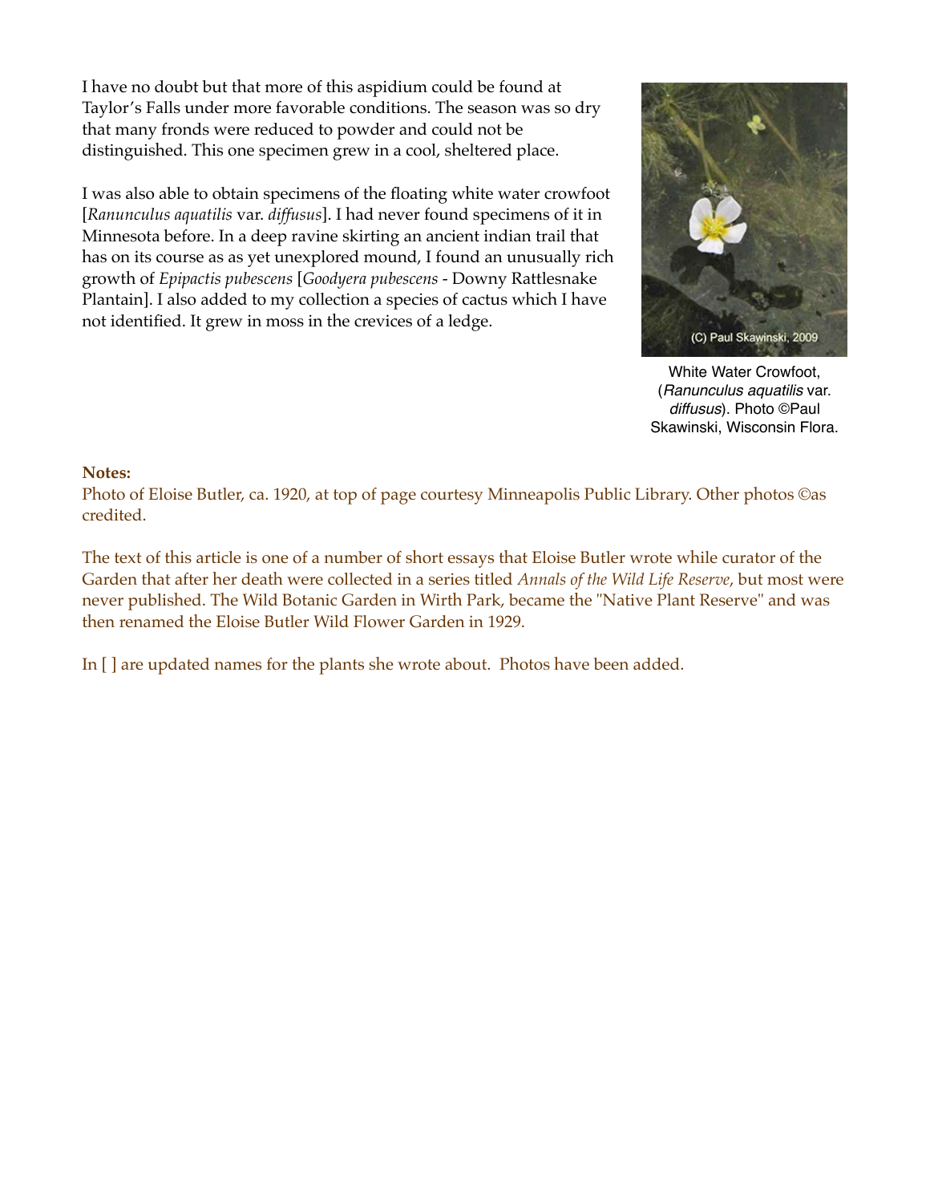I have no doubt but that more of this aspidium could be found at Taylor's Falls under more favorable conditions. The season was so dry that many fronds were reduced to powder and could not be distinguished. This one specimen grew in a cool, sheltered place.

I was also able to obtain specimens of the floating white water crowfoot [*Ranunculus aquatilis* var. *diffusus*]. I had never found specimens of it in Minnesota before. In a deep ravine skirting an ancient indian trail that has on its course as as yet unexplored mound, I found an unusually rich growth of *Epipactis pubescens* [*Goodyera pubescens* - Downy Rattlesnake Plantain]. I also added to my collection a species of cactus which I have not identified. It grew in moss in the crevices of a ledge.

White Water Crowfoot, (*Ranunculus aquatilis* var. *diffusus*). Photo ©Paul Skawinski, Wisconsin Flora.

**Notes:**

Photo of Eloise Butler, ca. 1920, at top of page courtesy Minneapolis Public Library. Other photos ©as credited.

The text of this article is one of a number of short essays that Eloise Butler wrote while curator of the Garden that after her death were collected in a series titled *Annals of the Wild Life Reserve*, but most were never published. The Wild Botanic Garden in Wirth Park, became the "Native Plant Reserve" and was then renamed the Eloise Butler Wild Flower Garden in 1929.

In [ ] are updated names for the plants she wrote about. Photos have been added.